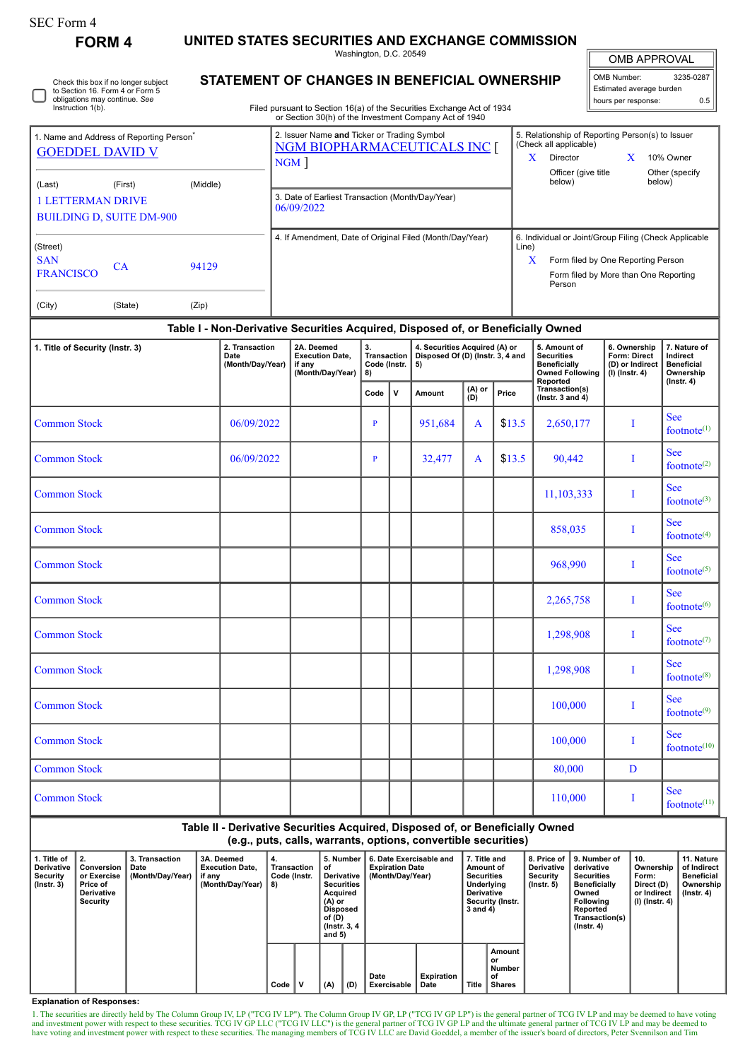SEC Form 4

# FORM 4

## UNITED STATES SECURITIES AND EXCHANGE COMMISSION

Washington, D.C. 20549

## STATEMENT OF CHANGES IN BENEFICIAL OWNERSHIP

Filed pursuant to Section 16(a) of the Securities Exchange Act of 1934 or Section 30(h) of the Investment Company Act of 1940

☐ Check this box if no longer subject to Section 16. Form 4 or Form 5 obligations may continue. *See* Instruction 1(b).

| OMB APPROVAL | |
|---|---|
| OMB Number: | 3235-0287 |
| Estimated average burden | |
| hours per response: | 0.5 |

1. Name and Address of Reporting Person*
GOEDDEL DAVID V

(Last) (First) (Middle)
1 LETTERMAN DRIVE
BUILDING D, SUITE DM-900

(Street)
SAN FRANCISCO CA 94129

(City) (State) (Zip)

2. Issuer Name **and** Ticker or Trading Symbol
NGM BIOPHARMACEUTICALS INC [ NGM ]

3. Date of Earliest Transaction (Month/Day/Year)
06/09/2022

4. If Amendment, Date of Original Filed (Month/Day/Year)

5. Relationship of Reporting Person(s) to Issuer (Check all applicable)
X Director
X 10% Owner
Officer (give title below)
Other (specify below)

6. Individual or Joint/Group Filing (Check Applicable Line)
X Form filed by One Reporting Person
Form filed by More than One Reporting Person

### Table I - Non-Derivative Securities Acquired, Disposed of, or Beneficially Owned

| 1. Title of Security (Instr. 3) | 2. Transaction Date (Month/Day/Year) | 2A. Deemed Execution Date, if any (Month/Day/Year) | 3. Transaction Code (Instr. 8) | | 4. Securities Acquired (A) or Disposed Of (D) (Instr. 3, 4 and 5) | | | 5. Amount of Securities Beneficially Owned Following Reported Transaction(s) (Instr. 3 and 4) | 6. Ownership Form: Direct (D) or Indirect (I) (Instr. 4) | 7. Nature of Indirect Beneficial Ownership (Instr. 4) |
|---|---|---|---|---|---|---|---|---|---|---|
| | | | Code | V | Amount | (A) or (D) | Price | | | |
| Common Stock | 06/09/2022 | | P | | 951,684 | A | $13.5 | 2,650,177 | I | See footnote(1) |
| Common Stock | 06/09/2022 | | P | | 32,477 | A | $13.5 | 90,442 | I | See footnote(2) |
| Common Stock | | | | | | | | 11,103,333 | I | See footnote(3) |
| Common Stock | | | | | | | | 858,035 | I | See footnote(4) |
| Common Stock | | | | | | | | 968,990 | I | See footnote(5) |
| Common Stock | | | | | | | | 2,265,758 | I | See footnote(6) |
| Common Stock | | | | | | | | 1,298,908 | I | See footnote(7) |
| Common Stock | | | | | | | | 1,298,908 | I | See footnote(8) |
| Common Stock | | | | | | | | 100,000 | I | See footnote(9) |
| Common Stock | | | | | | | | 100,000 | I | See footnote(10) |
| Common Stock | | | | | | | | 80,000 | D | |
| Common Stock | | | | | | | | 110,000 | I | See footnote(11) |

### Table II - Derivative Securities Acquired, Disposed of, or Beneficially Owned (e.g., puts, calls, warrants, options, convertible securities)

| 1. Title of Derivative Security (Instr. 3) | 2. Conversion or Exercise Price of Derivative Security | 3. Transaction Date (Month/Day/Year) | 3A. Deemed Execution Date, if any (Month/Day/Year) | 4. Transaction Code (Instr. 8) | | 5. Number of Derivative Securities Acquired (A) or Disposed of (D) (Instr. 3, 4 and 5) | | 6. Date Exercisable and Expiration Date (Month/Day/Year) | | 7. Title and Amount of Securities Underlying Derivative Security (Instr. 3 and 4) | | 8. Price of Derivative Security (Instr. 5) | 9. Number of derivative Securities Beneficially Owned Following Reported Transaction(s) (Instr. 4) | 10. Ownership Form: Direct (D) or Indirect (I) (Instr. 4) | 11. Nature of Indirect Beneficial Ownership (Instr. 4) |
|---|---|---|---|---|---|---|---|---|---|---|---|---|---|---|---|
| | | | | Code | V | (A) | (D) | Date Exercisable | Expiration Date | Title | Amount or Number of Shares | | | | |

**Explanation of Responses:**

1. The securities are directly held by The Column Group IV, LP ("TCG IV LP"). The Column Group IV GP, LP ("TCG IV GP LP") is the general partner of TCG IV LP and may be deemed to have voting and investment power with respect to these securities. TCG IV GP LLC ("TCG IV LLC") is the general partner of TCG IV GP LP and the ultimate general partner of TCG IV LP and may be deemed to have voting and investment power with respect to these securities. The managing members of TCG IV LLC are David Goeddel, a member of the issuer's board of directors, Peter Svennilson and Tim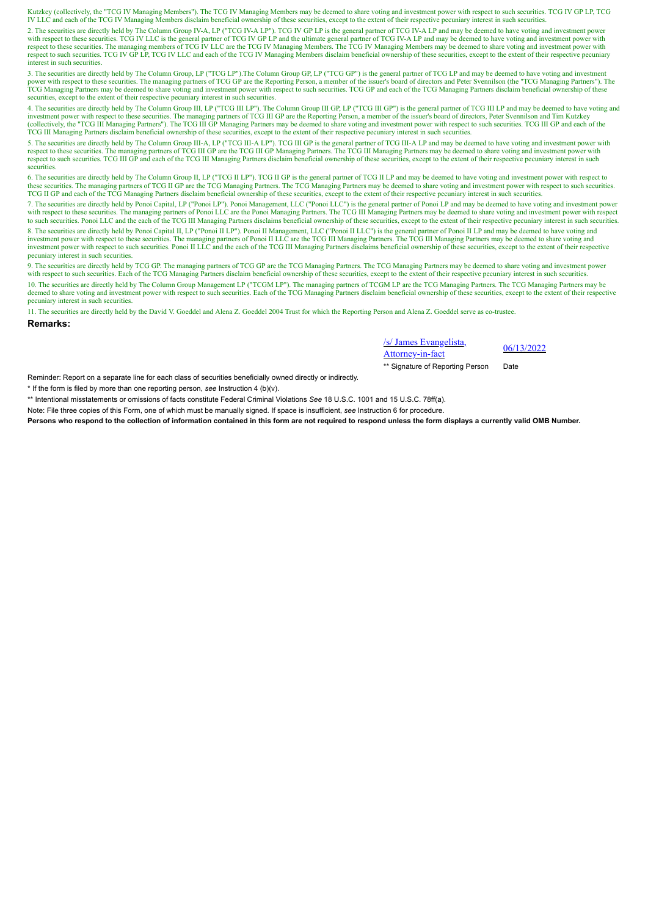Kutzkey (collectively, the "TCG IV Managing Members"). The TCG IV Managing Members may be deemed to share voting and investment power with respect to such securities. TCG IV GP LP, TCG IV LLC and each of the TCG IV Managing Members disclaim beneficial ownership of these securities, except to the extent of their respective pecuniary interest in such securities.

2. The securities are directly held by The Column Group IV-A, LP ("TCG IV-A LP"). TCG IV GP LP is the general partner of TCG IV-A LP and may be deemed to have voting and investment power with respect to these securities. TCG IV LLC is the general partner of TCG IV GP LP and the ultimate general partner of TCG IV-A LP and may be deemed to have voting and investment power with respect to these securities. The managing members of TCG IV LLC are the TCG IV Managing Members. The TCG IV Managing Members may be deemed to share voting and investment power with respect to such securities. TCG IV GP LP, TCG IV LLC and each of the TCG IV Managing Members disclaim beneficial ownership of these securities, except to the extent of their respective pecuniary interest in such securities.

3. The securities are directly held by The Column Group, LP ("TCG LP").The Column Group GP, LP ("TCG GP") is the general partner of TCG LP and may be deemed to have voting and investment power with respect to these securities. The managing partners of TCG GP are the Reporting Person, a member of the issuer's board of directors and Peter Svennilson (the "TCG Managing Partners"). The TCG Managing Partners may be deemed to share voting and investment power with respect to such securities. TCG GP and each of the TCG Managing Partners disclaim beneficial ownership of these securities, except to the extent of their respective pecuniary interest in such securities.

4. The securities are directly held by The Column Group III, LP ("TCG III LP"). The Column Group III GP, LP ("TCG III GP") is the general partner of TCG III LP and may be deemed to have voting and investment power with respect to these securities. The managing partners of TCG III GP are the Reporting Person, a member of the issuer's board of directors, Peter Svennilson and Tim Kutzkey (collectively, the "TCG III Managing Partners"). The TCG III GP Managing Partners may be deemed to share voting and investment power with respect to such securities. TCG III GP and each of the TCG III Managing Partners disclaim beneficial ownership of these securities, except to the extent of their respective pecuniary interest in such securities.

5. The securities are directly held by The Column Group III-A, LP ("TCG III-A LP"). TCG III GP is the general partner of TCG III-A LP and may be deemed to have voting and investment power with respect to these securities. The managing partners of TCG III GP are the TCG III GP Managing Partners. The TCG III Managing Partners may be deemed to share voting and investment power with respect to such securities. TCG III GP and each of the TCG III Managing Partners disclaim beneficial ownership of these securities, except to the extent of their respective pecuniary interest in such securities.

6. The securities are directly held by The Column Group II, LP ("TCG II LP"). TCG II GP is the general partner of TCG II LP and may be deemed to have voting and investment power with respect to these securities. The managing partners of TCG II GP are the TCG Managing Partners. The TCG Managing Partners may be deemed to share voting and investment power with respect to such securities. TCG II GP and each of the TCG Managing Partners disclaim beneficial ownership of these securities, except to the extent of their respective pecuniary interest in such securities.

7. The securities are directly held by Ponoi Capital, LP ("Ponoi LP"). Ponoi Management, LLC ("Ponoi LLC") is the general partner of Ponoi LP and may be deemed to have voting and investment power with respect to these securities. The managing partners of Ponoi LLC are the Ponoi Managing Partners. The TCG III Managing Partners may be deemed to share voting and investment power with respect to such securities. Ponoi LLC and the each of the TCG III Managing Partners disclaims beneficial ownership of these securities, except to the extent of their respective pecuniary interest in such securities.

8. The securities are directly held by Ponoi Capital II, LP ("Ponoi II LP"). Ponoi II Management, LLC ("Ponoi II LLC") is the general partner of Ponoi II LP and may be deemed to have voting and investment power with respect to these securities. The managing partners of Ponoi II LLC are the TCG III Managing Partners. The TCG III Managing Partners may be deemed to share voting and investment power with respect to such securities. Ponoi II LLC and the each of the TCG III Managing Partners disclaims beneficial ownership of these securities, except to the extent of their respective pecuniary interest in such securities.

9. The securities are directly held by TCG GP. The managing partners of TCG GP are the TCG Managing Partners. The TCG Managing Partners may be deemed to share voting and investment power with respect to such securities. Each of the TCG Managing Partners disclaim beneficial ownership of these securities, except to the extent of their respective pecuniary interest in such securities.

10. The securities are directly held by The Column Group Management LP ("TCGM LP"). The managing partners of TCGM LP are the TCG Managing Partners. The TCG Managing Partners may be deemed to share voting and investment power with respect to such securities. Each of the TCG Managing Partners disclaim beneficial ownership of these securities, except to the extent of their respective pecuniary interest in such securities.

11. The securities are directly held by the David V. Goeddel and Alena Z. Goeddel 2004 Trust for which the Reporting Person and Alena Z. Goeddel serve as co-trustee.

**Remarks:**

| | |
|---|---|
| /s/ James Evangelista, Attorney-in-fact | 06/13/2022 |
| ** Signature of Reporting Person | Date |

Reminder: Report on a separate line for each class of securities beneficially owned directly or indirectly.

\* If the form is filed by more than one reporting person, *see* Instruction 4 (b)(v).

** Intentional misstatements or omissions of facts constitute Federal Criminal Violations *See* 18 U.S.C. 1001 and 15 U.S.C. 78ff(a).

Note: File three copies of this Form, one of which must be manually signed. If space is insufficient, *see* Instruction 6 for procedure.

**Persons who respond to the collection of information contained in this form are not required to respond unless the form displays a currently valid OMB Number.**